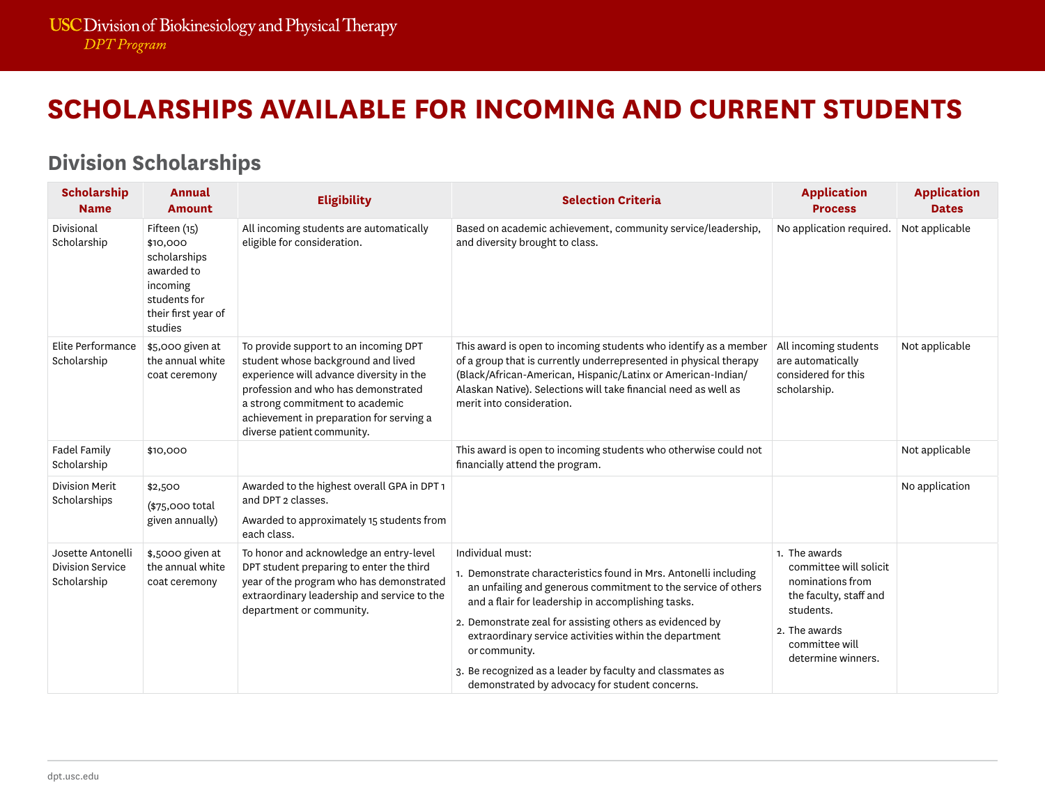USC Division of Biokinesiology and Physical Therapy
*DPT Program*

# SCHOLARSHIPS AVAILABLE FOR INCOMING AND CURRENT STUDENTS

## Division Scholarships

| Scholarship Name | Annual Amount | Eligibility | Selection Criteria | Application Process | Application Dates |
|---|---|---|---|---|---|
| Divisional Scholarship | Fifteen (15) $10,000 scholarships awarded to incoming students for their first year of studies | All incoming students are automatically eligible for consideration. | Based on academic achievement, community service/leadership, and diversity brought to class. | No application required. | Not applicable |
| Elite Performance Scholarship | $5,000 given at the annual white coat ceremony | To provide support to an incoming DPT student whose background and lived experience will advance diversity in the profession and who has demonstrated a strong commitment to academic achievement in preparation for serving a diverse patient community. | This award is open to incoming students who identify as a member of a group that is currently underrepresented in physical therapy (Black/African-American, Hispanic/Latinx or American-Indian/Alaskan Native). Selections will take financial need as well as merit into consideration. | All incoming students are automatically considered for this scholarship. | Not applicable |
| Fadel Family Scholarship | $10,000 | | This award is open to incoming students who otherwise could not financially attend the program. | | Not applicable |
| Division Merit Scholarships | $2,500<br>($75,000 total given annually) | Awarded to the highest overall GPA in DPT 1 and DPT 2 classes.<br>Awarded to approximately 15 students from each class. | | | No application |
| Josette Antonelli Division Service Scholarship | $,5000 given at the annual white coat ceremony | To honor and acknowledge an entry-level DPT student preparing to enter the third year of the program who has demonstrated extraordinary leadership and service to the department or community. | Individual must:<br>1. Demonstrate characteristics found in Mrs. Antonelli including an unfailing and generous commitment to the service of others and a flair for leadership in accomplishing tasks.<br>2. Demonstrate zeal for assisting others as evidenced by extraordinary service activities within the department or community.<br>3. Be recognized as a leader by faculty and classmates as demonstrated by advocacy for student concerns. | 1. The awards committee will solicit nominations from the faculty, staff and students.<br>2. The awards committee will determine winners. | |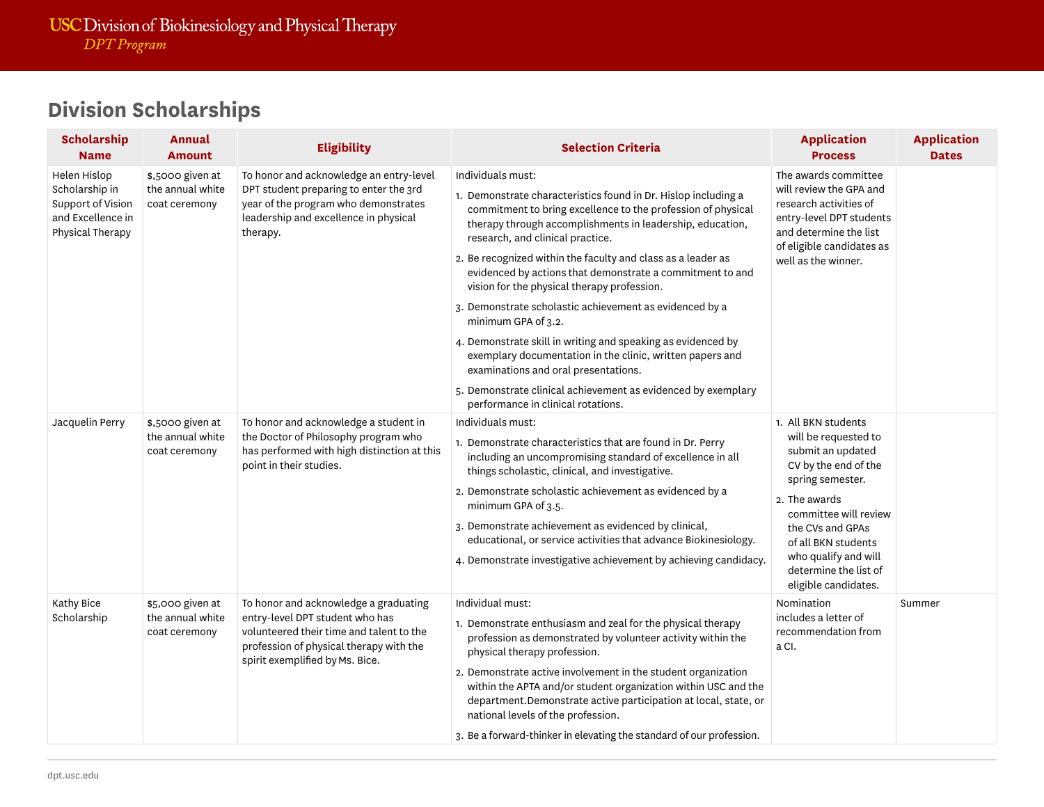## Division Scholarships

| Scholarship Name | Annual Amount | Eligibility | Selection Criteria | Application Process | Application Dates |
|---|---|---|---|---|---|
| Helen Hislop Scholarship in Support of Vision and Excellence in Physical Therapy | $,5000 given at the annual white coat ceremony | To honor and acknowledge an entry-level DPT student preparing to enter the 3rd year of the program who demonstrates leadership and excellence in physical therapy. | Individuals must:<br>1. Demonstrate characteristics found in Dr. Hislop including a commitment to bring excellence to the profession of physical therapy through accomplishments in leadership, education, research, and clinical practice.<br>2. Be recognized within the faculty and class as a leader as evidenced by actions that demonstrate a commitment to and vision for the physical therapy profession.<br>3. Demonstrate scholastic achievement as evidenced by a minimum GPA of 3.2.<br>4. Demonstrate skill in writing and speaking as evidenced by exemplary documentation in the clinic, written papers and examinations and oral presentations.<br>5. Demonstrate clinical achievement as evidenced by exemplary performance in clinical rotations. | The awards committee will review the GPA and research activities of entry-level DPT students and determine the list of eligible candidates as well as the winner. | |
| Jacquelin Perry | $,5000 given at the annual white coat ceremony | To honor and acknowledge a student in the Doctor of Philosophy program who has performed with high distinction at this point in their studies. | Individuals must:<br>1. Demonstrate characteristics that are found in Dr. Perry including an uncompromising standard of excellence in all things scholastic, clinical, and investigative.<br>2. Demonstrate scholastic achievement as evidenced by a minimum GPA of 3.5.<br>3. Demonstrate achievement as evidenced by clinical, educational, or service activities that advance Biokinesiology.<br>4. Demonstrate investigative achievement by achieving candidacy. | 1. All BKN students will be requested to submit an updated CV by the end of the spring semester.<br>2. The awards committee will review the CVs and GPAs of all BKN students who qualify and will determine the list of eligible candidates. | |
| Kathy Bice Scholarship | $5,000 given at the annual white coat ceremony | To honor and acknowledge a graduating entry-level DPT student who has volunteered their time and talent to the profession of physical therapy with the spirit exemplified by Ms. Bice. | Individual must:<br>1. Demonstrate enthusiasm and zeal for the physical therapy profession as demonstrated by volunteer activity within the physical therapy profession.<br>2. Demonstrate active involvement in the student organization within the APTA and/or student organization within USC and the department.Demonstrate active participation at local, state, or national levels of the profession.<br>3. Be a forward-thinker in elevating the standard of our profession. | Nomination includes a letter of recommendation from a CI. | Summer |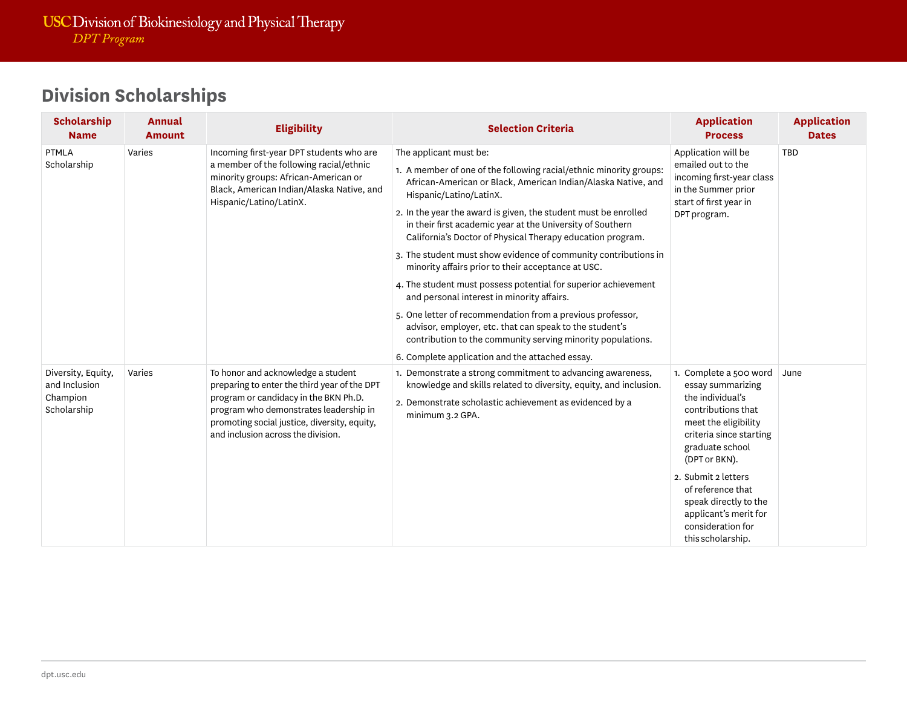## Division Scholarships

| Scholarship Name | Annual Amount | Eligibility | Selection Criteria | Application Process | Application Dates |
|---|---|---|---|---|---|
| PTMLA Scholarship | Varies | Incoming first-year DPT students who are a member of the following racial/ethnic minority groups: African-American or Black, American Indian/Alaska Native, and Hispanic/Latino/LatinX. | The applicant must be:<br>1. A member of one of the following racial/ethnic minority groups: African-American or Black, American Indian/Alaska Native, and Hispanic/Latino/LatinX.<br>2. In the year the award is given, the student must be enrolled in their first academic year at the University of Southern California's Doctor of Physical Therapy education program.<br>3. The student must show evidence of community contributions in minority affairs prior to their acceptance at USC.<br>4. The student must possess potential for superior achievement and personal interest in minority affairs.<br>5. One letter of recommendation from a previous professor, advisor, employer, etc. that can speak to the student's contribution to the community serving minority populations.<br>6. Complete application and the attached essay. | Application will be emailed out to the incoming first-year class in the Summer prior start of first year in DPT program. | TBD |
| Diversity, Equity, and Inclusion Champion Scholarship | Varies | To honor and acknowledge a student preparing to enter the third year of the DPT program or candidacy in the BKN Ph.D. program who demonstrates leadership in promoting social justice, diversity, equity, and inclusion across the division. | 1. Demonstrate a strong commitment to advancing awareness, knowledge and skills related to diversity, equity, and inclusion.<br>2. Demonstrate scholastic achievement as evidenced by a minimum 3.2 GPA. | 1. Complete a 500 word essay summarizing the individual's contributions that meet the eligibility criteria since starting graduate school (DPT or BKN).<br>2. Submit 2 letters of reference that speak directly to the applicant's merit for consideration for this scholarship. | June |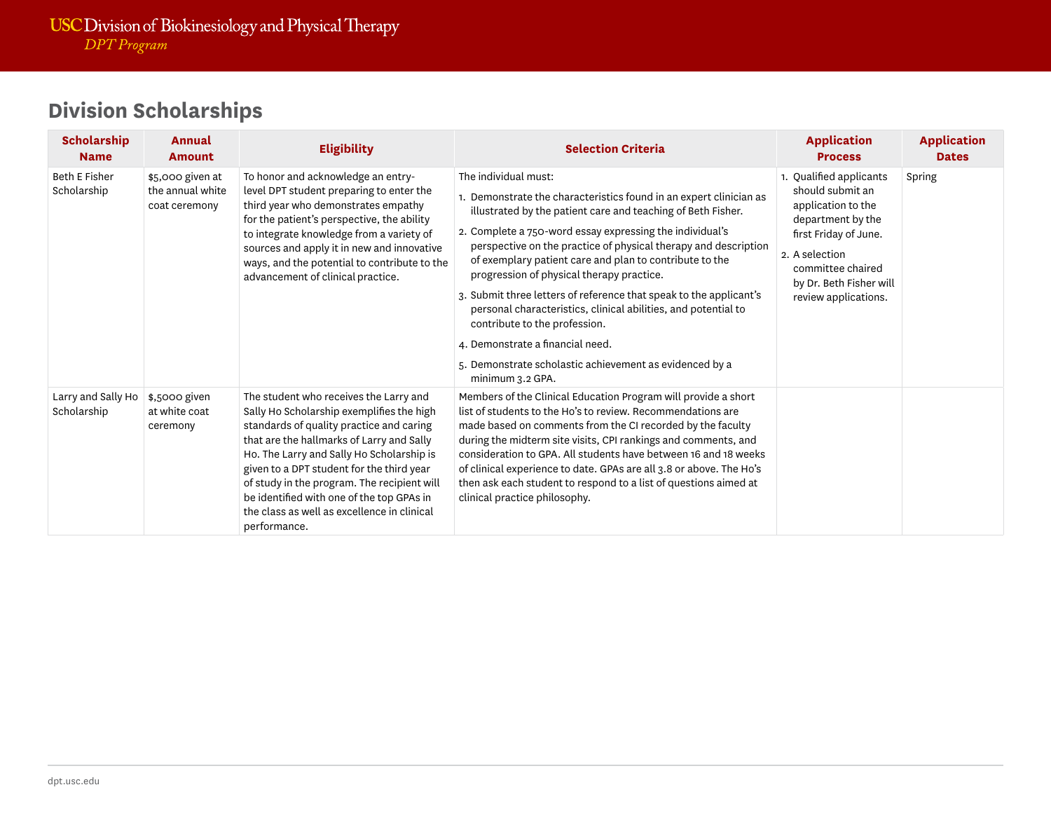## Division Scholarships

| Scholarship Name | Annual Amount | Eligibility | Selection Criteria | Application Process | Application Dates |
|---|---|---|---|---|---|
| Beth E Fisher Scholarship | $5,000 given at the annual white coat ceremony | To honor and acknowledge an entry-level DPT student preparing to enter the third year who demonstrates empathy for the patient's perspective, the ability to integrate knowledge from a variety of sources and apply it in new and innovative ways, and the potential to contribute to the advancement of clinical practice. | The individual must:<br>1. Demonstrate the characteristics found in an expert clinician as illustrated by the patient care and teaching of Beth Fisher.<br>2. Complete a 750-word essay expressing the individual's perspective on the practice of physical therapy and description of exemplary patient care and plan to contribute to the progression of physical therapy practice.<br>3. Submit three letters of reference that speak to the applicant's personal characteristics, clinical abilities, and potential to contribute to the profession.<br>4. Demonstrate a financial need.<br>5. Demonstrate scholastic achievement as evidenced by a minimum 3.2 GPA. | 1. Qualified applicants should submit an application to the department by the first Friday of June.<br>2. A selection committee chaired by Dr. Beth Fisher will review applications. | Spring |
| Larry and Sally Ho Scholarship | $,5000 given at white coat ceremony | The student who receives the Larry and Sally Ho Scholarship exemplifies the high standards of quality practice and caring that are the hallmarks of Larry and Sally Ho. The Larry and Sally Ho Scholarship is given to a DPT student for the third year of study in the program. The recipient will be identified with one of the top GPAs in the class as well as excellence in clinical performance. | Members of the Clinical Education Program will provide a short list of students to the Ho's to review. Recommendations are made based on comments from the CI recorded by the faculty during the midterm site visits, CPI rankings and comments, and consideration to GPA. All students have between 16 and 18 weeks of clinical experience to date. GPAs are all 3.8 or above. The Ho's then ask each student to respond to a list of questions aimed at clinical practice philosophy. | | |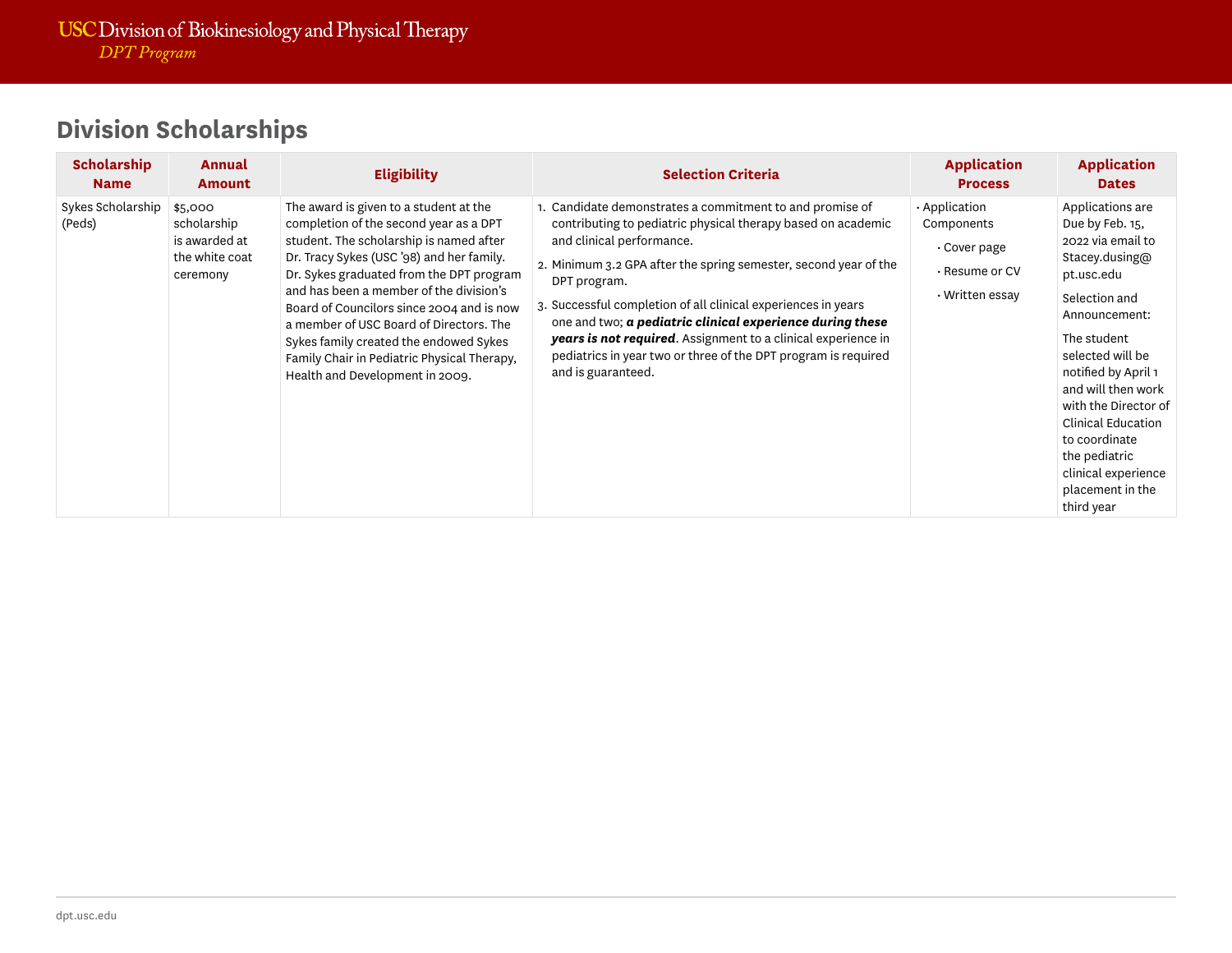## Division Scholarships

| Scholarship Name | Annual Amount | Eligibility | Selection Criteria | Application Process | Application Dates |
|---|---|---|---|---|---|
| Sykes Scholarship (Peds) | $5,000 scholarship is awarded at the white coat ceremony | The award is given to a student at the completion of the second year as a DPT student. The scholarship is named after Dr. Tracy Sykes (USC '98) and her family. Dr. Sykes graduated from the DPT program and has been a member of the division's Board of Councilors since 2004 and is now a member of USC Board of Directors. The Sykes family created the endowed Sykes Family Chair in Pediatric Physical Therapy, Health and Development in 2009. | 1. Candidate demonstrates a commitment to and promise of contributing to pediatric physical therapy based on academic and clinical performance. 2. Minimum 3.2 GPA after the spring semester, second year of the DPT program. 3. Successful completion of all clinical experiences in years one and two; ***a pediatric clinical experience during these years is not required***. Assignment to a clinical experience in pediatrics in year two or three of the DPT program is required and is guaranteed. | • Application Components • Cover page • Resume or CV • Written essay | Applications are Due by Feb. 15, 2022 via email to Stacey.dusing@pt.usc.edu Selection and Announcement: The student selected will be notified by April 1 and will then work with the Director of Clinical Education to coordinate the pediatric clinical experience placement in the third year |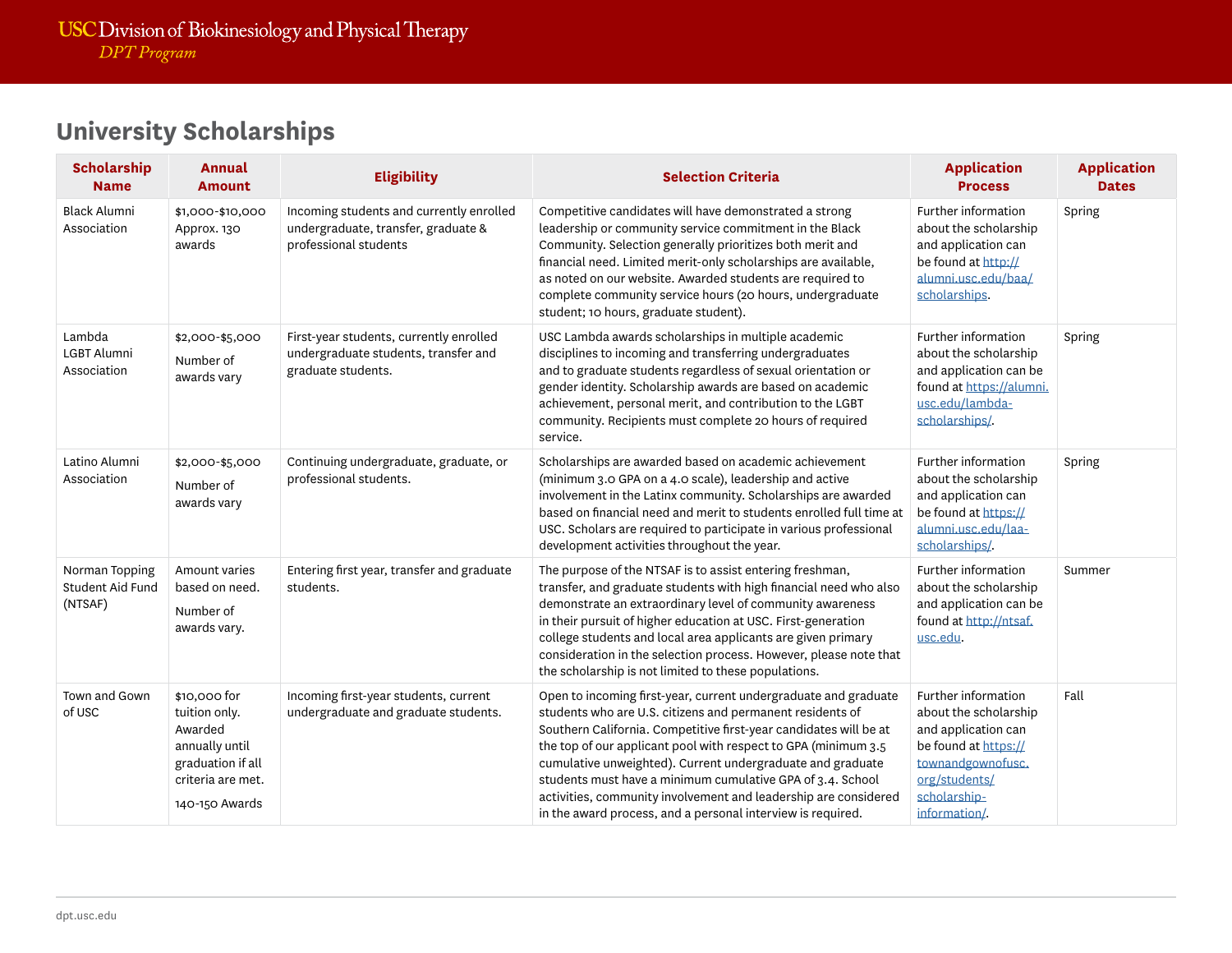## University Scholarships

| Scholarship Name | Annual Amount | Eligibility | Selection Criteria | Application Process | Application Dates |
|---|---|---|---|---|---|
| Black Alumni Association | $1,000-$10,000 Approx. 130 awards | Incoming students and currently enrolled undergraduate, transfer, graduate & professional students | Competitive candidates will have demonstrated a strong leadership or community service commitment in the Black Community. Selection generally prioritizes both merit and financial need. Limited merit-only scholarships are available, as noted on our website. Awarded students are required to complete community service hours (20 hours, undergraduate student; 10 hours, graduate student). | Further information about the scholarship and application can be found at [http://alumni.usc.edu/baa/scholarships](http://alumni.usc.edu/baa/scholarships). | Spring |
| Lambda LGBT Alumni Association | $2,000-$5,000 Number of awards vary | First-year students, currently enrolled undergraduate students, transfer and graduate students. | USC Lambda awards scholarships in multiple academic disciplines to incoming and transferring undergraduates and to graduate students regardless of sexual orientation or gender identity. Scholarship awards are based on academic achievement, personal merit, and contribution to the LGBT community. Recipients must complete 20 hours of required service. | Further information about the scholarship and application can be found at [https://alumni.usc.edu/lambda-scholarships/](https://alumni.usc.edu/lambda-scholarships/). | Spring |
| Latino Alumni Association | $2,000-$5,000 Number of awards vary | Continuing undergraduate, graduate, or professional students. | Scholarships are awarded based on academic achievement (minimum 3.0 GPA on a 4.0 scale), leadership and active involvement in the Latinx community. Scholarships are awarded based on financial need and merit to students enrolled full time at USC. Scholars are required to participate in various professional development activities throughout the year. | Further information about the scholarship and application can be found at [https://alumni.usc.edu/laa-scholarships/](https://alumni.usc.edu/laa-scholarships/). | Spring |
| Norman Topping Student Aid Fund (NTSAF) | Amount varies based on need. Number of awards vary. | Entering first year, transfer and graduate students. | The purpose of the NTSAF is to assist entering freshman, transfer, and graduate students with high financial need who also demonstrate an extraordinary level of community awareness in their pursuit of higher education at USC. First-generation college students and local area applicants are given primary consideration in the selection process. However, please note that the scholarship is not limited to these populations. | Further information about the scholarship and application can be found at [http://ntsaf.usc.edu](http://ntsaf.usc.edu). | Summer |
| Town and Gown of USC | $10,000 for tuition only. Awarded annually until graduation if all criteria are met. 140-150 Awards | Incoming first-year students, current undergraduate and graduate students. | Open to incoming first-year, current undergraduate and graduate students who are U.S. citizens and permanent residents of Southern California. Competitive first-year candidates will be at the top of our applicant pool with respect to GPA (minimum 3.5 cumulative unweighted). Current undergraduate and graduate students must have a minimum cumulative GPA of 3.4. School activities, community involvement and leadership are considered in the award process, and a personal interview is required. | Further information about the scholarship and application can be found at [https://townandgownofusc.org/students/scholarship-information/](https://townandgownofusc.org/students/scholarship-information/). | Fall |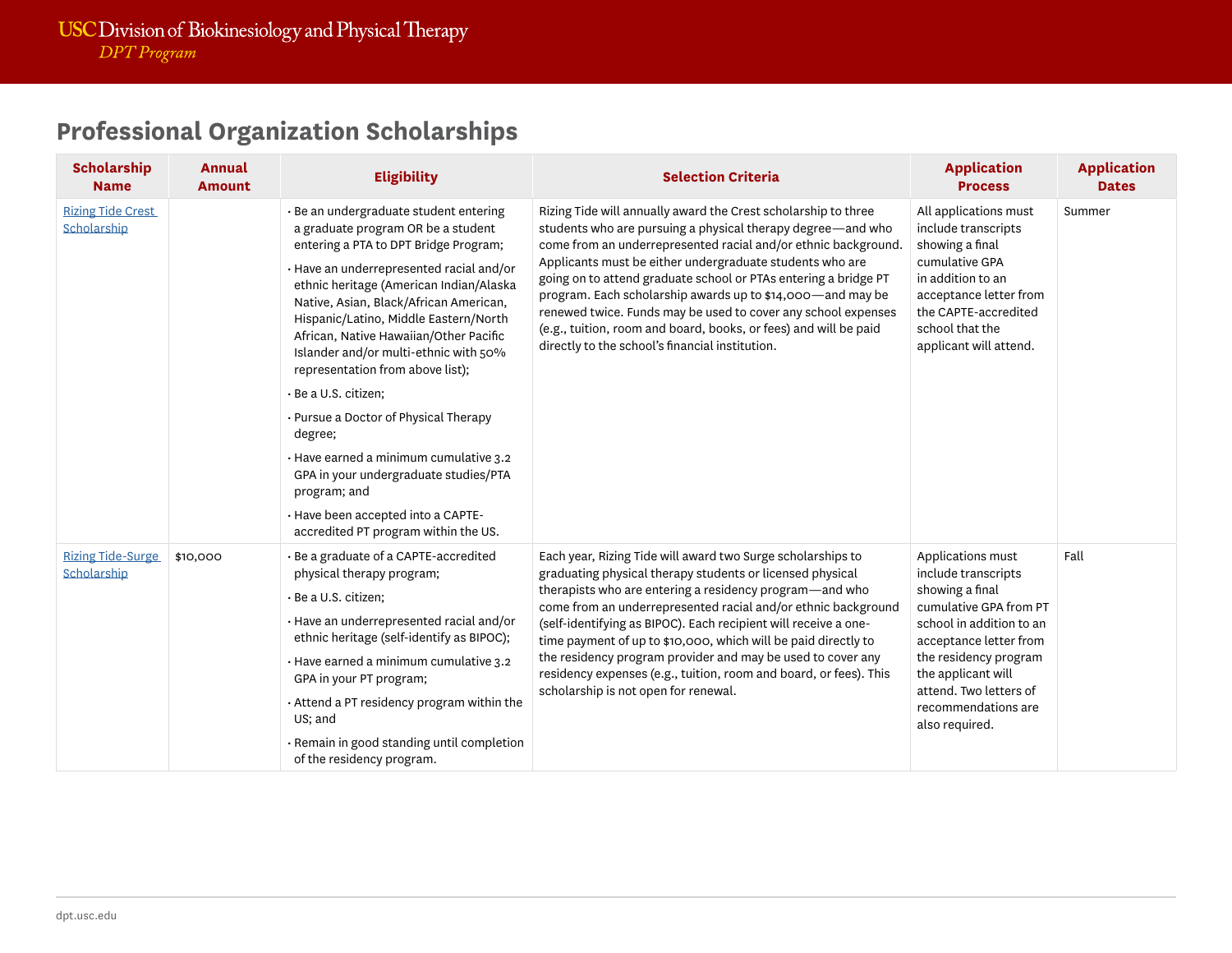## Professional Organization Scholarships

| Scholarship Name | Annual Amount | Eligibility | Selection Criteria | Application Process | Application Dates |
|---|---|---|---|---|---|
| [Rizing Tide Crest Scholarship]() | | • Be an undergraduate student entering a graduate program OR be a student entering a PTA to DPT Bridge Program;<br>• Have an underrepresented racial and/or ethnic heritage (American Indian/Alaska Native, Asian, Black/African American, Hispanic/Latino, Middle Eastern/North African, Native Hawaiian/Other Pacific Islander and/or multi-ethnic with 50% representation from above list);<br>• Be a U.S. citizen;<br>• Pursue a Doctor of Physical Therapy degree;<br>• Have earned a minimum cumulative 3.2 GPA in your undergraduate studies/PTA program; and<br>• Have been accepted into a CAPTE-accredited PT program within the US. | Rizing Tide will annually award the Crest scholarship to three students who are pursuing a physical therapy degree—and who come from an underrepresented racial and/or ethnic background. Applicants must be either undergraduate students who are going on to attend graduate school or PTAs entering a bridge PT program. Each scholarship awards up to $14,000—and may be renewed twice. Funds may be used to cover any school expenses (e.g., tuition, room and board, books, or fees) and will be paid directly to the school's financial institution. | All applications must include transcripts showing a final cumulative GPA in addition to an acceptance letter from the CAPTE-accredited school that the applicant will attend. | Summer |
| [Rizing Tide-Surge Scholarship]() | $10,000 | • Be a graduate of a CAPTE-accredited physical therapy program;<br>• Be a U.S. citizen;<br>• Have an underrepresented racial and/or ethnic heritage (self-identify as BIPOC);<br>• Have earned a minimum cumulative 3.2 GPA in your PT program;<br>• Attend a PT residency program within the US; and<br>• Remain in good standing until completion of the residency program. | Each year, Rizing Tide will award two Surge scholarships to graduating physical therapy students or licensed physical therapists who are entering a residency program—and who come from an underrepresented racial and/or ethnic background (self-identifying as BIPOC). Each recipient will receive a one-time payment of up to $10,000, which will be paid directly to the residency program provider and may be used to cover any residency expenses (e.g., tuition, room and board, or fees). This scholarship is not open for renewal. | Applications must include transcripts showing a final cumulative GPA from PT school in addition to an acceptance letter from the residency program the applicant will attend. Two letters of recommendations are also required. | Fall |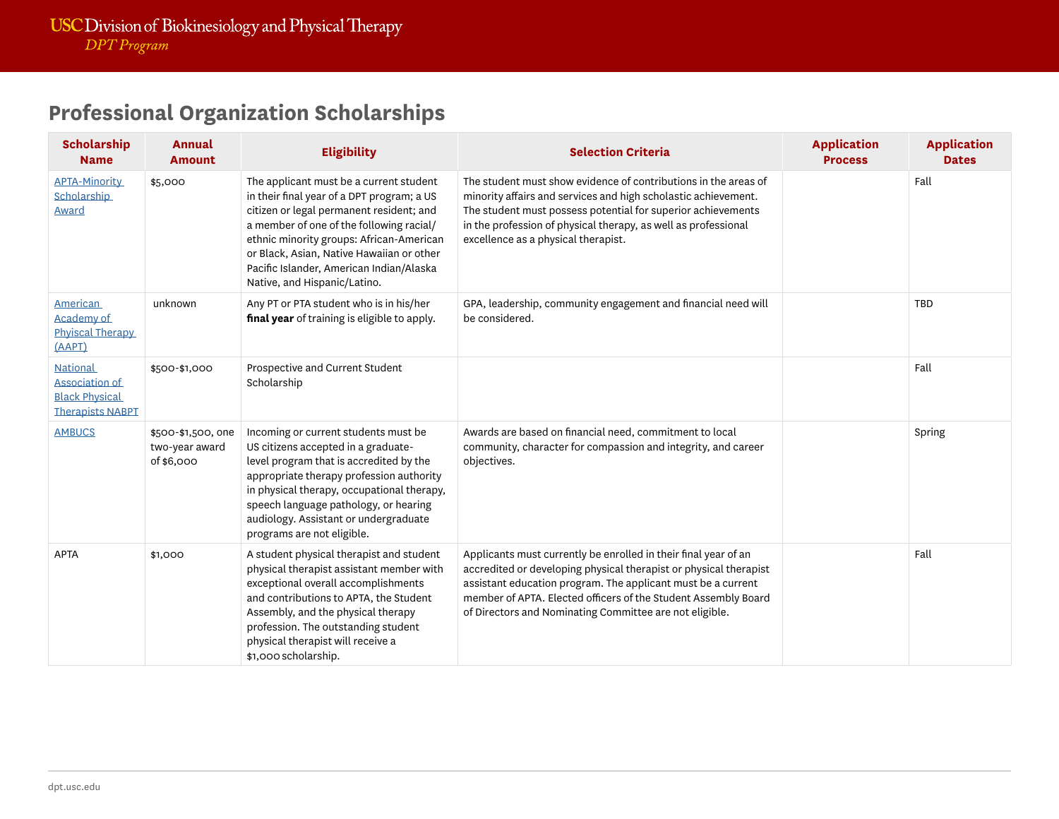## Professional Organization Scholarships

| Scholarship Name | Annual Amount | Eligibility | Selection Criteria | Application Process | Application Dates |
|---|---|---|---|---|---|
| APTA-Minority Scholarship Award | $5,000 | The applicant must be a current student in their final year of a DPT program; a US citizen or legal permanent resident; and a member of one of the following racial/ethnic minority groups: African-American or Black, Asian, Native Hawaiian or other Pacific Islander, American Indian/Alaska Native, and Hispanic/Latino. | The student must show evidence of contributions in the areas of minority affairs and services and high scholastic achievement. The student must possess potential for superior achievements in the profession of physical therapy, as well as professional excellence as a physical therapist. | | Fall |
| American Academy of Phyiscal Therapy (AAPT) | unknown | Any PT or PTA student who is in his/her **final year** of training is eligible to apply. | GPA, leadership, community engagement and financial need will be considered. | | TBD |
| National Association of Black Physical Therapists NABPT | $500-$1,000 | Prospective and Current Student Scholarship | | | Fall |
| AMBUCS | $500-$1,500, one two-year award of $6,000 | Incoming or current students must be US citizens accepted in a graduate-level program that is accredited by the appropriate therapy profession authority in physical therapy, occupational therapy, speech language pathology, or hearing audiology. Assistant or undergraduate programs are not eligible. | Awards are based on financial need, commitment to local community, character for compassion and integrity, and career objectives. | | Spring |
| APTA | $1,000 | A student physical therapist and student physical therapist assistant member with exceptional overall accomplishments and contributions to APTA, the Student Assembly, and the physical therapy profession. The outstanding student physical therapist will receive a $1,000 scholarship. | Applicants must currently be enrolled in their final year of an accredited or developing physical therapist or physical therapist assistant education program. The applicant must be a current member of APTA. Elected officers of the Student Assembly Board of Directors and Nominating Committee are not eligible. | | Fall |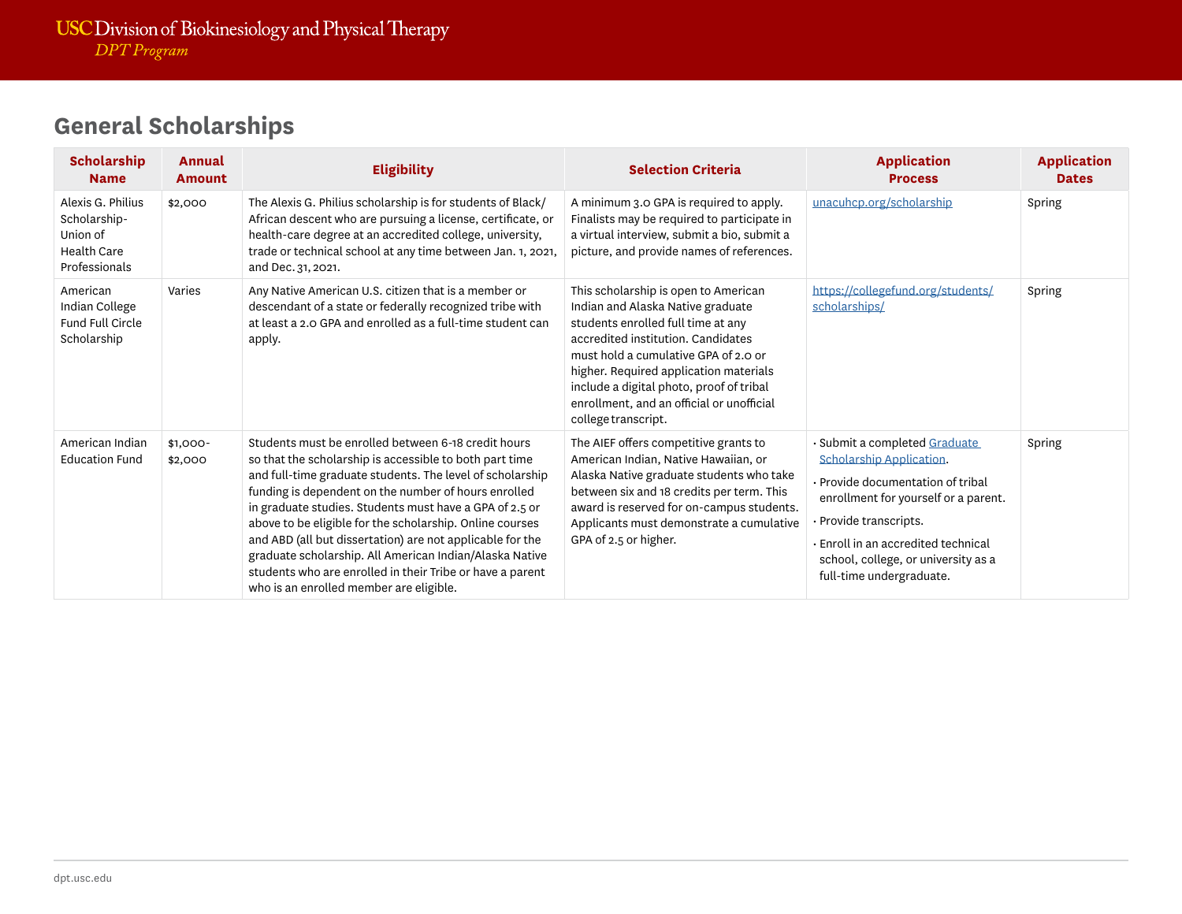## General Scholarships

| Scholarship Name | Annual Amount | Eligibility | Selection Criteria | Application Process | Application Dates |
|---|---|---|---|---|---|
| Alexis G. Philius Scholarship-Union of Health Care Professionals | $2,000 | The Alexis G. Philius scholarship is for students of Black/African descent who are pursuing a license, certificate, or health-care degree at an accredited college, university, trade or technical school at any time between Jan. 1, 2021, and Dec. 31, 2021. | A minimum 3.0 GPA is required to apply. Finalists may be required to participate in a virtual interview, submit a bio, submit a picture, and provide names of references. | [unacuhcp.org/scholarship](unacuhcp.org/scholarship) | Spring |
| American Indian College Fund Full Circle Scholarship | Varies | Any Native American U.S. citizen that is a member or descendant of a state or federally recognized tribe with at least a 2.0 GPA and enrolled as a full-time student can apply. | This scholarship is open to American Indian and Alaska Native graduate students enrolled full time at any accredited institution. Candidates must hold a cumulative GPA of 2.0 or higher. Required application materials include a digital photo, proof of tribal enrollment, and an official or unofficial college transcript. | [https://collegefund.org/students/scholarships/](https://collegefund.org/students/scholarships/) | Spring |
| American Indian Education Fund | $1,000-$2,000 | Students must be enrolled between 6-18 credit hours so that the scholarship is accessible to both part time and full-time graduate students. The level of scholarship funding is dependent on the number of hours enrolled in graduate studies. Students must have a GPA of 2.5 or above to be eligible for the scholarship. Online courses and ABD (all but dissertation) are not applicable for the graduate scholarship. All American Indian/Alaska Native students who are enrolled in their Tribe or have a parent who is an enrolled member are eligible. | The AIEF offers competitive grants to American Indian, Native Hawaiian, or Alaska Native graduate students who take between six and 18 credits per term. This award is reserved for on-campus students. Applicants must demonstrate a cumulative GPA of 2.5 or higher. | • Submit a completed Graduate Scholarship Application.<br>• Provide documentation of tribal enrollment for yourself or a parent.<br>• Provide transcripts.<br>• Enroll in an accredited technical school, college, or university as a full-time undergraduate. | Spring |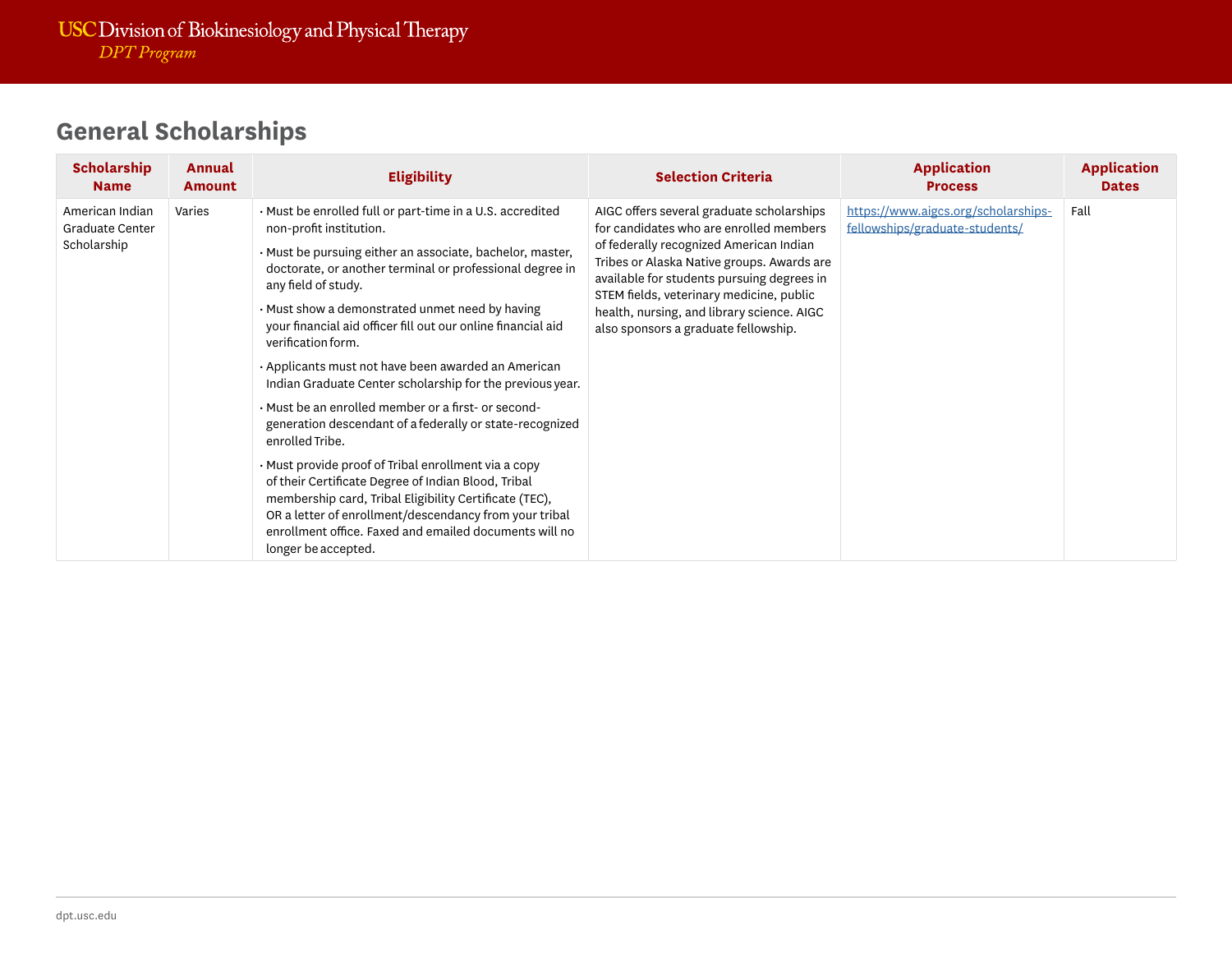## General Scholarships

| Scholarship Name | Annual Amount | Eligibility | Selection Criteria | Application Process | Application Dates |
|---|---|---|---|---|---|
| American Indian Graduate Center Scholarship | Varies | • Must be enrolled full or part-time in a U.S. accredited non-profit institution.<br>• Must be pursuing either an associate, bachelor, master, doctorate, or another terminal or professional degree in any field of study.<br>• Must show a demonstrated unmet need by having your financial aid officer fill out our online financial aid verification form.<br>• Applicants must not have been awarded an American Indian Graduate Center scholarship for the previous year.<br>• Must be an enrolled member or a first- or second-generation descendant of a federally or state-recognized enrolled Tribe.<br>• Must provide proof of Tribal enrollment via a copy of their Certificate Degree of Indian Blood, Tribal membership card, Tribal Eligibility Certificate (TEC), OR a letter of enrollment/descendancy from your tribal enrollment office. Faxed and emailed documents will no longer be accepted. | AIGC offers several graduate scholarships for candidates who are enrolled members of federally recognized American Indian Tribes or Alaska Native groups. Awards are available for students pursuing degrees in STEM fields, veterinary medicine, public health, nursing, and library science. AIGC also sponsors a graduate fellowship. | https://www.aigcs.org/scholarships-fellowships/graduate-students/ | Fall |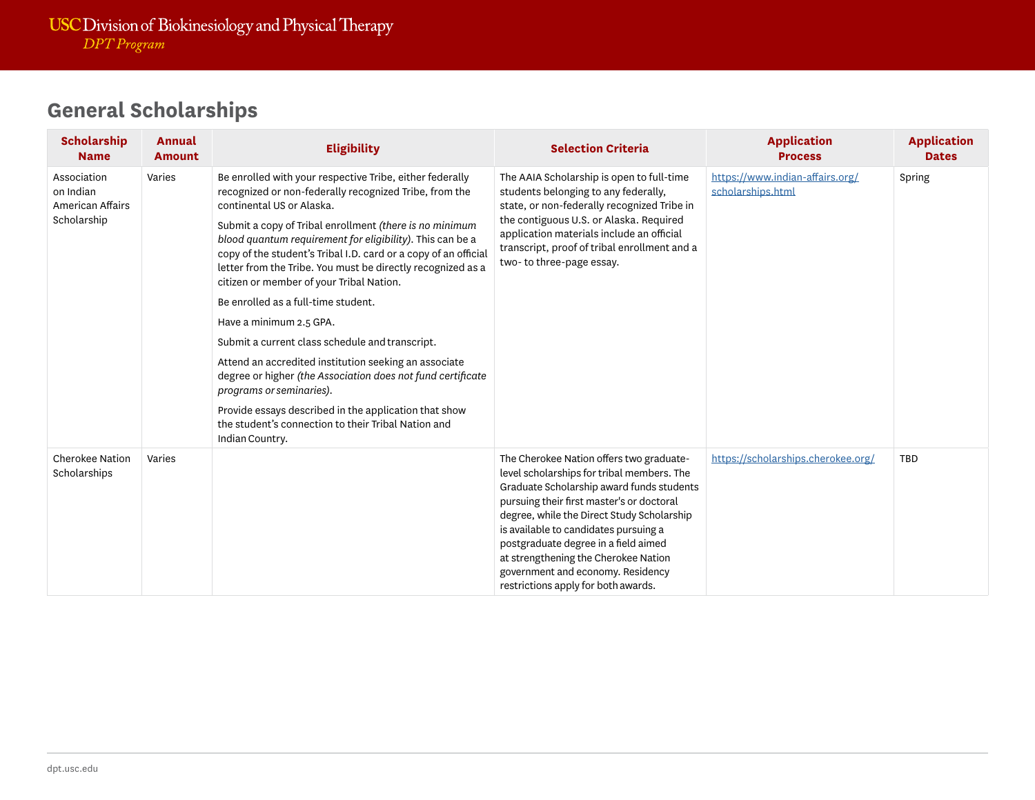## General Scholarships

| Scholarship Name | Annual Amount | Eligibility | Selection Criteria | Application Process | Application Dates |
|---|---|---|---|---|---|
| Association on Indian American Affairs Scholarship | Varies | Be enrolled with your respective Tribe, either federally recognized or non-federally recognized Tribe, from the continental US or Alaska.<br><br>Submit a copy of Tribal enrollment *(there is no minimum blood quantum requirement for eligibility)*. This can be a copy of the student's Tribal I.D. card or a copy of an official letter from the Tribe. You must be directly recognized as a citizen or member of your Tribal Nation.<br><br>Be enrolled as a full-time student.<br><br>Have a minimum 2.5 GPA.<br><br>Submit a current class schedule and transcript.<br><br>Attend an accredited institution seeking an associate degree or higher *(the Association does not fund certificate programs or seminaries)*.<br><br>Provide essays described in the application that show the student's connection to their Tribal Nation and Indian Country. | The AAIA Scholarship is open to full-time students belonging to any federally, state, or non-federally recognized Tribe in the contiguous U.S. or Alaska. Required application materials include an official transcript, proof of tribal enrollment and a two- to three-page essay. | https://www.indian-affairs.org/scholarships.html | Spring |
| Cherokee Nation Scholarships | Varies | | The Cherokee Nation offers two graduate-level scholarships for tribal members. The Graduate Scholarship award funds students pursuing their first master's or doctoral degree, while the Direct Study Scholarship is available to candidates pursuing a postgraduate degree in a field aimed at strengthening the Cherokee Nation government and economy. Residency restrictions apply for both awards. | https://scholarships.cherokee.org/ | TBD |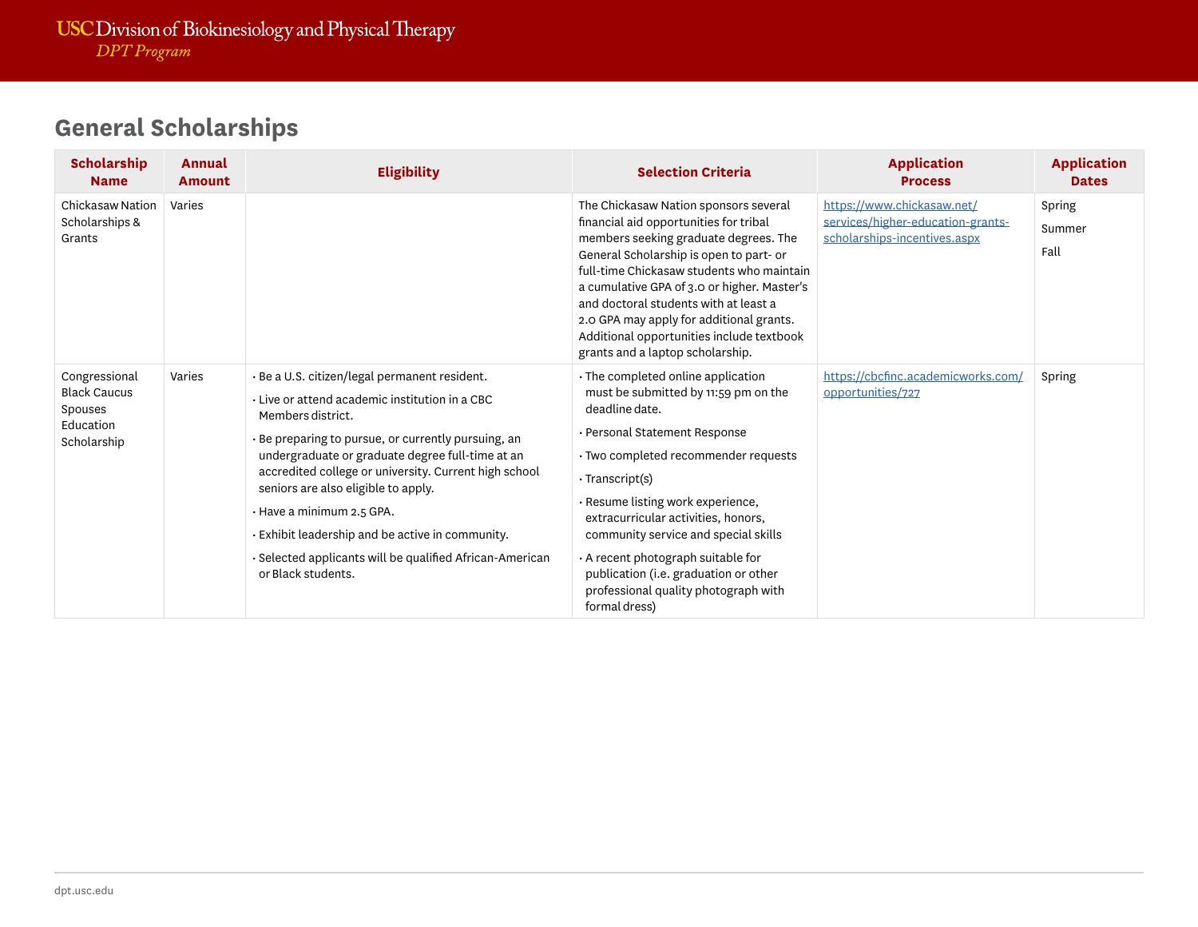## General Scholarships

| Scholarship Name | Annual Amount | Eligibility | Selection Criteria | Application Process | Application Dates |
|---|---|---|---|---|---|
| Chickasaw Nation Scholarships & Grants | Varies | | The Chickasaw Nation sponsors several financial aid opportunities for tribal members seeking graduate degrees. The General Scholarship is open to part- or full-time Chickasaw students who maintain a cumulative GPA of 3.0 or higher. Master's and doctoral students with at least a 2.0 GPA may apply for additional grants. Additional opportunities include textbook grants and a laptop scholarship. | https://www.chickasaw.net/services/higher-education-grants-scholarships-incentives.aspx | Spring<br>Summer<br>Fall |
| Congressional Black Caucus Spouses Education Scholarship | Varies | • Be a U.S. citizen/legal permanent resident.<br>• Live or attend academic institution in a CBC Members district.<br>• Be preparing to pursue, or currently pursuing, an undergraduate or graduate degree full-time at an accredited college or university. Current high school seniors are also eligible to apply.<br>• Have a minimum 2.5 GPA.<br>• Exhibit leadership and be active in community.<br>• Selected applicants will be qualified African-American or Black students. | • The completed online application must be submitted by 11:59 pm on the deadline date.<br>• Personal Statement Response<br>• Two completed recommender requests<br>• Transcript(s)<br>• Resume listing work experience, extracurricular activities, honors, community service and special skills<br>• A recent photograph suitable for publication (i.e. graduation or other professional quality photograph with formal dress) | https://cbcfinc.academicworks.com/opportunities/727 | Spring |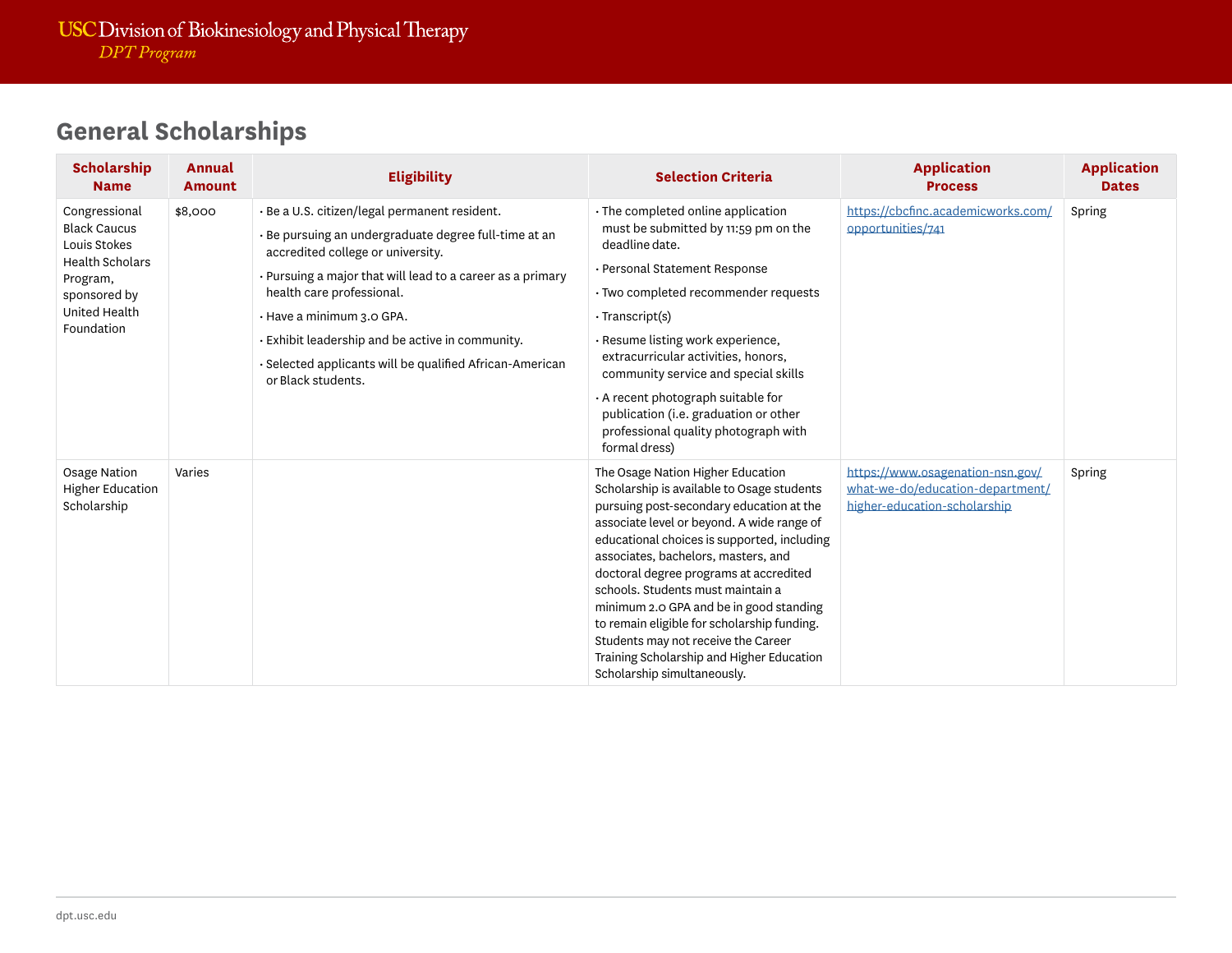## General Scholarships

| Scholarship Name | Annual Amount | Eligibility | Selection Criteria | Application Process | Application Dates |
|---|---|---|---|---|---|
| Congressional Black Caucus Louis Stokes Health Scholars Program, sponsored by United Health Foundation | $8,000 | • Be a U.S. citizen/legal permanent resident.<br>• Be pursuing an undergraduate degree full-time at an accredited college or university.<br>• Pursuing a major that will lead to a career as a primary health care professional.<br>• Have a minimum 3.0 GPA.<br>• Exhibit leadership and be active in community.<br>• Selected applicants will be qualified African-American or Black students. | • The completed online application must be submitted by 11:59 pm on the deadline date.<br>• Personal Statement Response<br>• Two completed recommender requests<br>• Transcript(s)<br>• Resume listing work experience, extracurricular activities, honors, community service and special skills<br>• A recent photograph suitable for publication (i.e. graduation or other professional quality photograph with formal dress) | https://cbcfinc.academicworks.com/opportunities/741 | Spring |
| Osage Nation Higher Education Scholarship | Varies | | The Osage Nation Higher Education Scholarship is available to Osage students pursuing post-secondary education at the associate level or beyond. A wide range of educational choices is supported, including associates, bachelors, masters, and doctoral degree programs at accredited schools. Students must maintain a minimum 2.0 GPA and be in good standing to remain eligible for scholarship funding. Students may not receive the Career Training Scholarship and Higher Education Scholarship simultaneously. | https://www.osagenation-nsn.gov/what-we-do/education-department/higher-education-scholarship | Spring |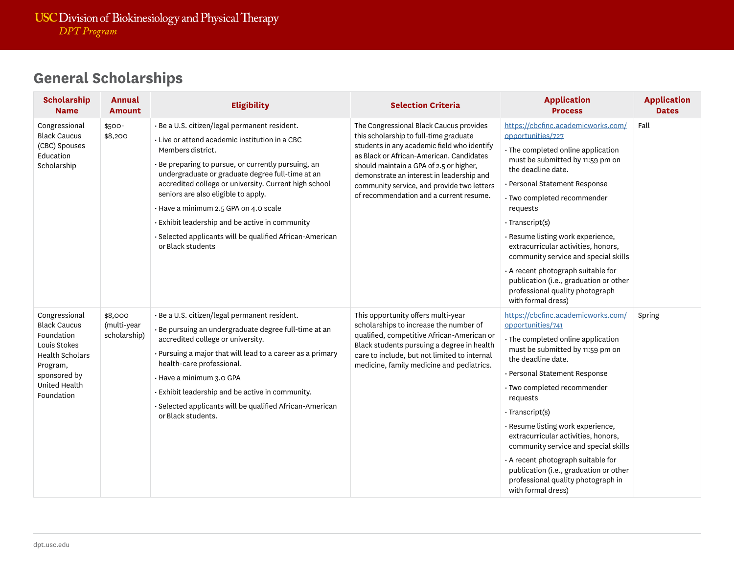## General Scholarships

| Scholarship Name | Annual Amount | Eligibility | Selection Criteria | Application Process | Application Dates |
| --- | --- | --- | --- | --- | --- |
| Congressional Black Caucus (CBC) Spouses Education Scholarship | $500-$8,200 | • Be a U.S. citizen/legal permanent resident.<br>• Live or attend academic institution in a CBC Members district.<br>• Be preparing to pursue, or currently pursuing, an undergraduate or graduate degree full-time at an accredited college or university. Current high school seniors are also eligible to apply.<br>• Have a minimum 2.5 GPA on 4.0 scale<br>• Exhibit leadership and be active in community<br>• Selected applicants will be qualified African-American or Black students | The Congressional Black Caucus provides this scholarship to full-time graduate students in any academic field who identify as Black or African-American. Candidates should maintain a GPA of 2.5 or higher, demonstrate an interest in leadership and community service, and provide two letters of recommendation and a current resume. | https://cbcfinc.academicworks.com/opportunities/727<br>• The completed online application must be submitted by 11:59 pm on the deadline date.<br>• Personal Statement Response<br>• Two completed recommender requests<br>• Transcript(s)<br>• Resume listing work experience, extracurricular activities, honors, community service and special skills<br>• A recent photograph suitable for publication (i.e., graduation or other professional quality photograph with formal dress) | Fall |
| Congressional Black Caucus Foundation Louis Stokes Health Scholars Program, sponsored by United Health Foundation | $8,000 (multi-year scholarship) | • Be a U.S. citizen/legal permanent resident.<br>• Be pursuing an undergraduate degree full-time at an accredited college or university.<br>• Pursuing a major that will lead to a career as a primary health-care professional.<br>• Have a minimum 3.0 GPA<br>• Exhibit leadership and be active in community.<br>• Selected applicants will be qualified African-American or Black students. | This opportunity offers multi-year scholarships to increase the number of qualified, competitive African-American or Black students pursuing a degree in health care to include, but not limited to internal medicine, family medicine and pediatrics. | https://cbcfinc.academicworks.com/opportunities/741<br>• The completed online application must be submitted by 11:59 pm on the deadline date.<br>• Personal Statement Response<br>• Two completed recommender requests<br>• Transcript(s)<br>• Resume listing work experience, extracurricular activities, honors, community service and special skills<br>• A recent photograph suitable for publication (i.e., graduation or other professional quality photograph in with formal dress) | Spring |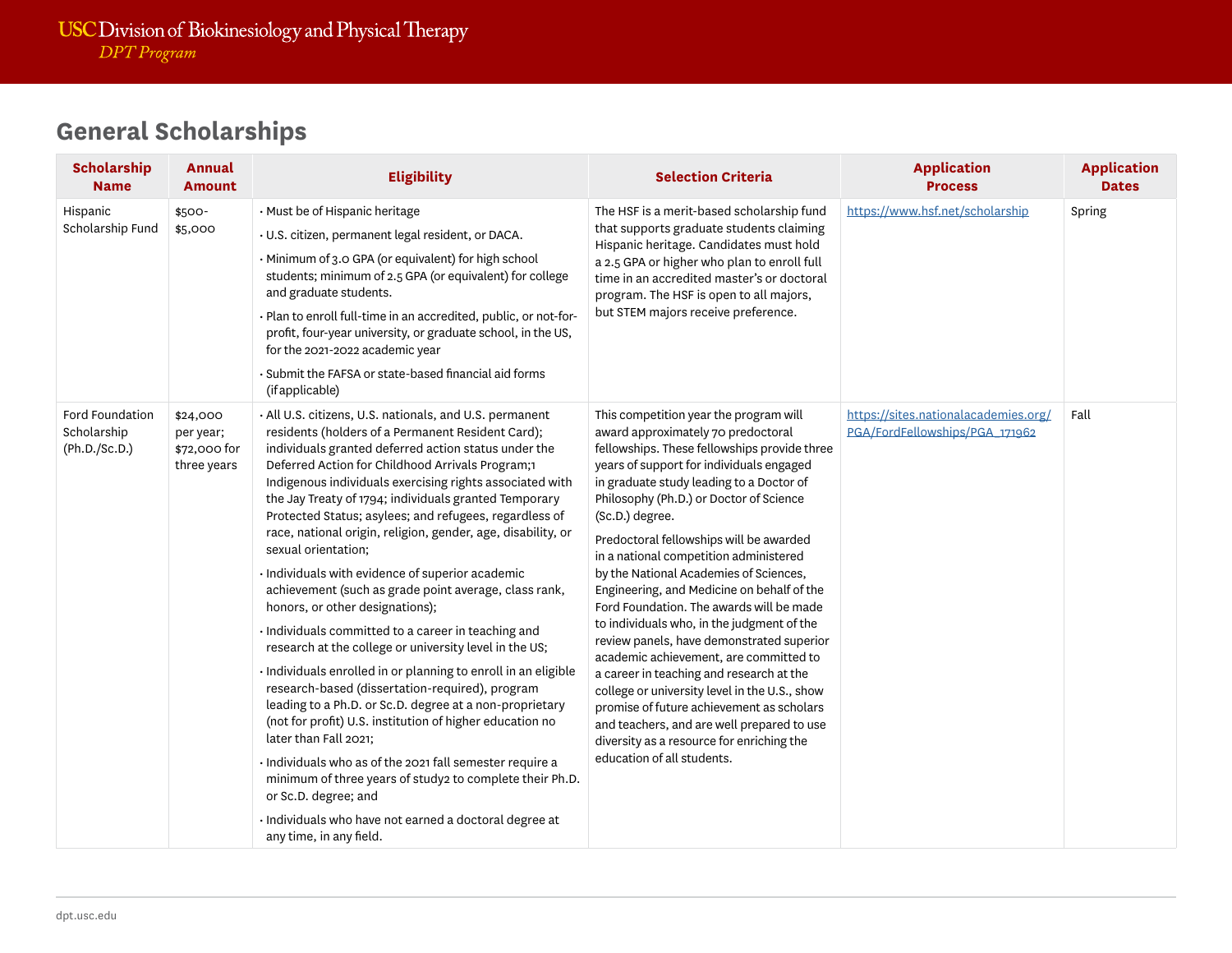## General Scholarships

| Scholarship Name | Annual Amount | Eligibility | Selection Criteria | Application Process | Application Dates |
|---|---|---|---|---|---|
| Hispanic Scholarship Fund | $500-$5,000 | · Must be of Hispanic heritage<br>· U.S. citizen, permanent legal resident, or DACA.<br>· Minimum of 3.0 GPA (or equivalent) for high school students; minimum of 2.5 GPA (or equivalent) for college and graduate students.<br>· Plan to enroll full-time in an accredited, public, or not-for-profit, four-year university, or graduate school, in the US, for the 2021-2022 academic year<br>· Submit the FAFSA or state-based financial aid forms (if applicable) | The HSF is a merit-based scholarship fund that supports graduate students claiming Hispanic heritage. Candidates must hold a 2.5 GPA or higher who plan to enroll full time in an accredited master's or doctoral program. The HSF is open to all majors, but STEM majors receive preference. | https://www.hsf.net/scholarship | Spring |
| Ford Foundation Scholarship (Ph.D./Sc.D.) | $24,000 per year; $72,000 for three years | · All U.S. citizens, U.S. nationals, and U.S. permanent residents (holders of a Permanent Resident Card); individuals granted deferred action status under the Deferred Action for Childhood Arrivals Program;1 Indigenous individuals exercising rights associated with the Jay Treaty of 1794; individuals granted Temporary Protected Status; asylees; and refugees, regardless of race, national origin, religion, gender, age, disability, or sexual orientation;<br>· Individuals with evidence of superior academic achievement (such as grade point average, class rank, honors, or other designations);<br>· Individuals committed to a career in teaching and research at the college or university level in the US;<br>· Individuals enrolled in or planning to enroll in an eligible research-based (dissertation-required), program leading to a Ph.D. or Sc.D. degree at a non-proprietary (not for profit) U.S. institution of higher education no later than Fall 2021;<br>· Individuals who as of the 2021 fall semester require a minimum of three years of study2 to complete their Ph.D. or Sc.D. degree; and<br>· Individuals who have not earned a doctoral degree at any time, in any field. | This competition year the program will award approximately 70 predoctoral fellowships. These fellowships provide three years of support for individuals engaged in graduate study leading to a Doctor of Philosophy (Ph.D.) or Doctor of Science (Sc.D.) degree.<br><br>Predoctoral fellowships will be awarded in a national competition administered by the National Academies of Sciences, Engineering, and Medicine on behalf of the Ford Foundation. The awards will be made to individuals who, in the judgment of the review panels, have demonstrated superior academic achievement, are committed to a career in teaching and research at the college or university level in the U.S., show promise of future achievement as scholars and teachers, and are well prepared to use diversity as a resource for enriching the education of all students. | https://sites.nationalacademies.org/PGA/FordFellowships/PGA_171962 | Fall |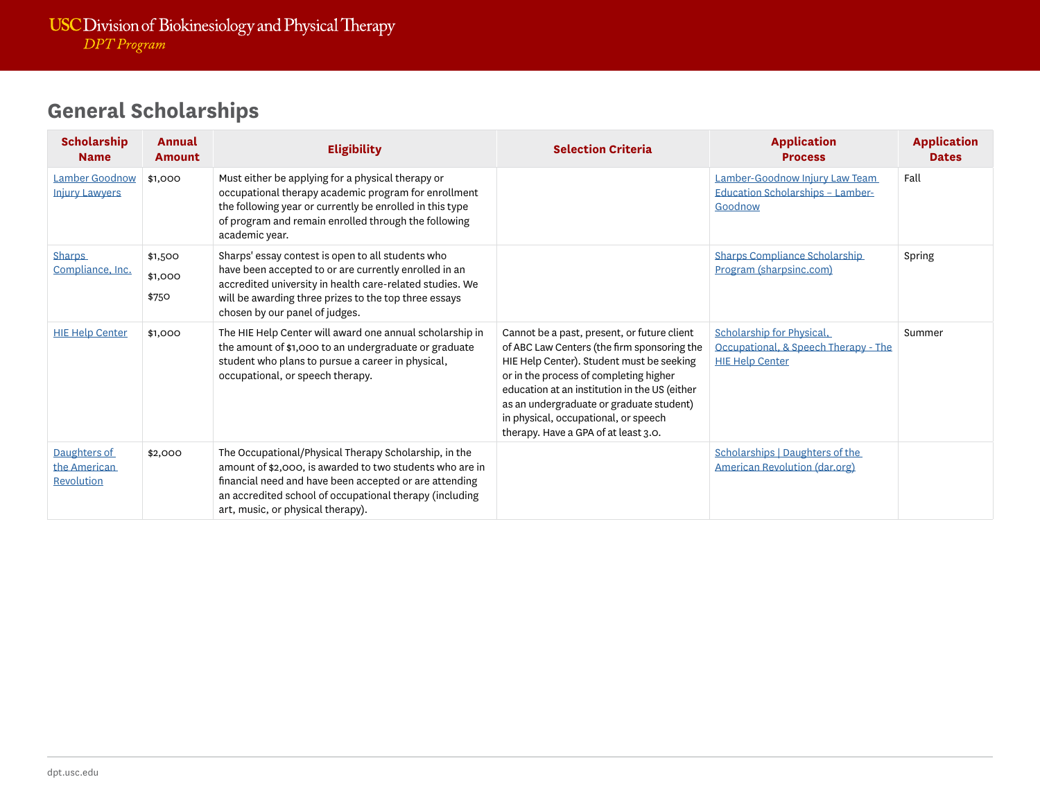## General Scholarships

| Scholarship Name | Annual Amount | Eligibility | Selection Criteria | Application Process | Application Dates |
|---|---|---|---|---|---|
| Lamber Goodnow Injury Lawyers | $1,000 | Must either be applying for a physical therapy or occupational therapy academic program for enrollment the following year or currently be enrolled in this type of program and remain enrolled through the following academic year. | | Lamber-Goodnow Injury Law Team Education Scholarships – Lamber-Goodnow | Fall |
| Sharps Compliance, Inc. | $1,500<br>$1,000<br>$750 | Sharps' essay contest is open to all students who have been accepted to or are currently enrolled in an accredited university in health care-related studies. We will be awarding three prizes to the top three essays chosen by our panel of judges. | | Sharps Compliance Scholarship Program (sharpsinc.com) | Spring |
| HIE Help Center | $1,000 | The HIE Help Center will award one annual scholarship in the amount of $1,000 to an undergraduate or graduate student who plans to pursue a career in physical, occupational, or speech therapy. | Cannot be a past, present, or future client of ABC Law Centers (the firm sponsoring the HIE Help Center). Student must be seeking or in the process of completing higher education at an institution in the US (either as an undergraduate or graduate student) in physical, occupational, or speech therapy. Have a GPA of at least 3.0. | Scholarship for Physical, Occupational, & Speech Therapy - The HIE Help Center | Summer |
| Daughters of the American Revolution | $2,000 | The Occupational/Physical Therapy Scholarship, in the amount of $2,000, is awarded to two students who are in financial need and have been accepted or are attending an accredited school of occupational therapy (including art, music, or physical therapy). | | Scholarships \| Daughters of the American Revolution (dar.org) | |